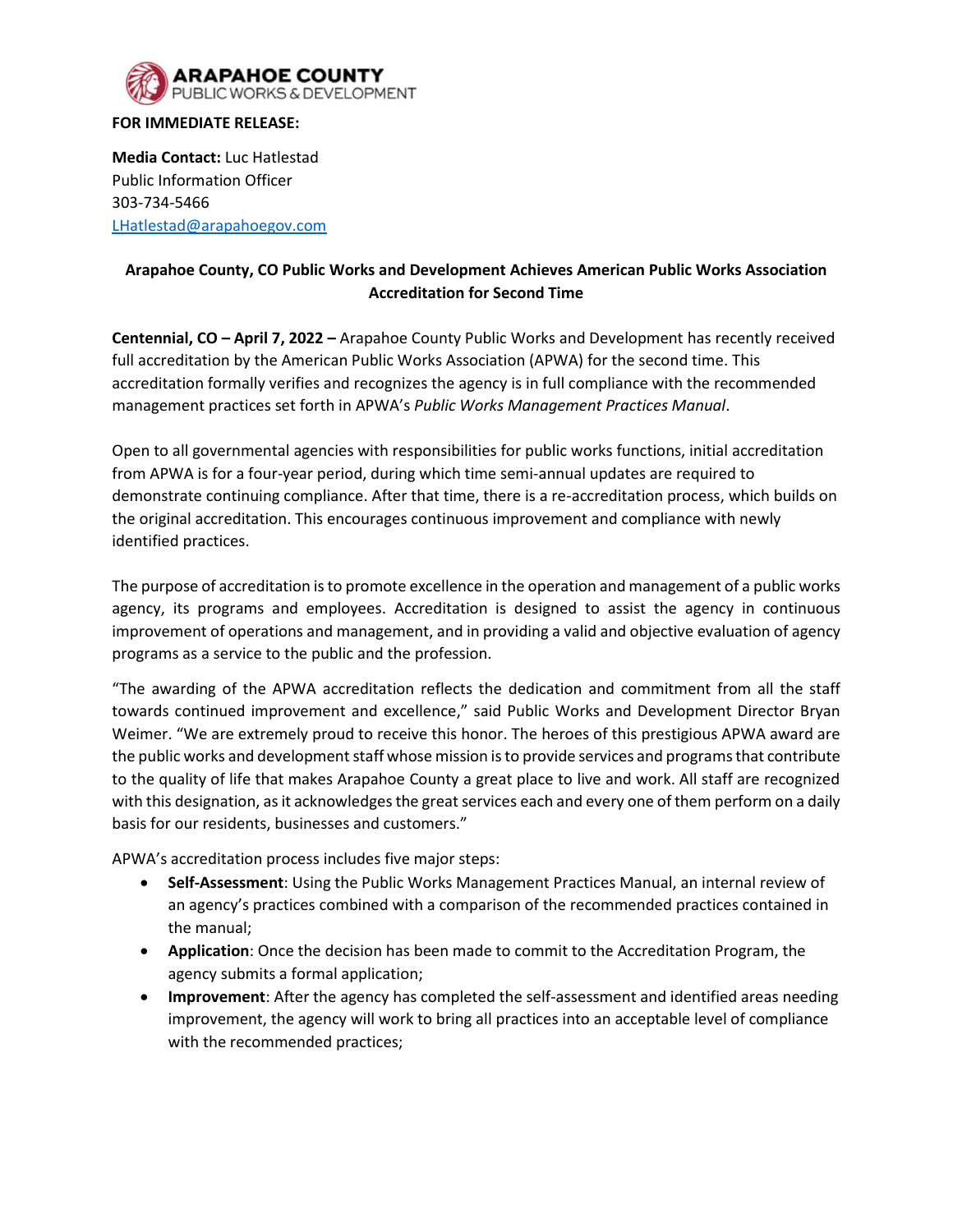ARAPAHOE COUNTY
PUBLIC WORKS & DEVELOPMENT

**FOR IMMEDIATE RELEASE:**

**Media Contact:** Luc Hatlestad
Public Information Officer
303-734-5466
LHatlestad@arapahoegov.com

## Arapahoe County, CO Public Works and Development Achieves American Public Works Association Accreditation for Second Time

**Centennial, CO – April 7, 2022 –** Arapahoe County Public Works and Development has recently received full accreditation by the American Public Works Association (APWA) for the second time. This accreditation formally verifies and recognizes the agency is in full compliance with the recommended management practices set forth in APWA's *Public Works Management Practices Manual*.

Open to all governmental agencies with responsibilities for public works functions, initial accreditation from APWA is for a four-year period, during which time semi-annual updates are required to demonstrate continuing compliance. After that time, there is a re-accreditation process, which builds on the original accreditation. This encourages continuous improvement and compliance with newly identified practices.

The purpose of accreditation is to promote excellence in the operation and management of a public works agency, its programs and employees. Accreditation is designed to assist the agency in continuous improvement of operations and management, and in providing a valid and objective evaluation of agency programs as a service to the public and the profession.

"The awarding of the APWA accreditation reflects the dedication and commitment from all the staff towards continued improvement and excellence," said Public Works and Development Director Bryan Weimer. "We are extremely proud to receive this honor. The heroes of this prestigious APWA award are the public works and development staff whose mission is to provide services and programs that contribute to the quality of life that makes Arapahoe County a great place to live and work. All staff are recognized with this designation, as it acknowledges the great services each and every one of them perform on a daily basis for our residents, businesses and customers."

APWA's accreditation process includes five major steps:

- **Self-Assessment**: Using the Public Works Management Practices Manual, an internal review of an agency's practices combined with a comparison of the recommended practices contained in the manual;
- **Application**: Once the decision has been made to commit to the Accreditation Program, the agency submits a formal application;
- **Improvement**: After the agency has completed the self-assessment and identified areas needing improvement, the agency will work to bring all practices into an acceptable level of compliance with the recommended practices;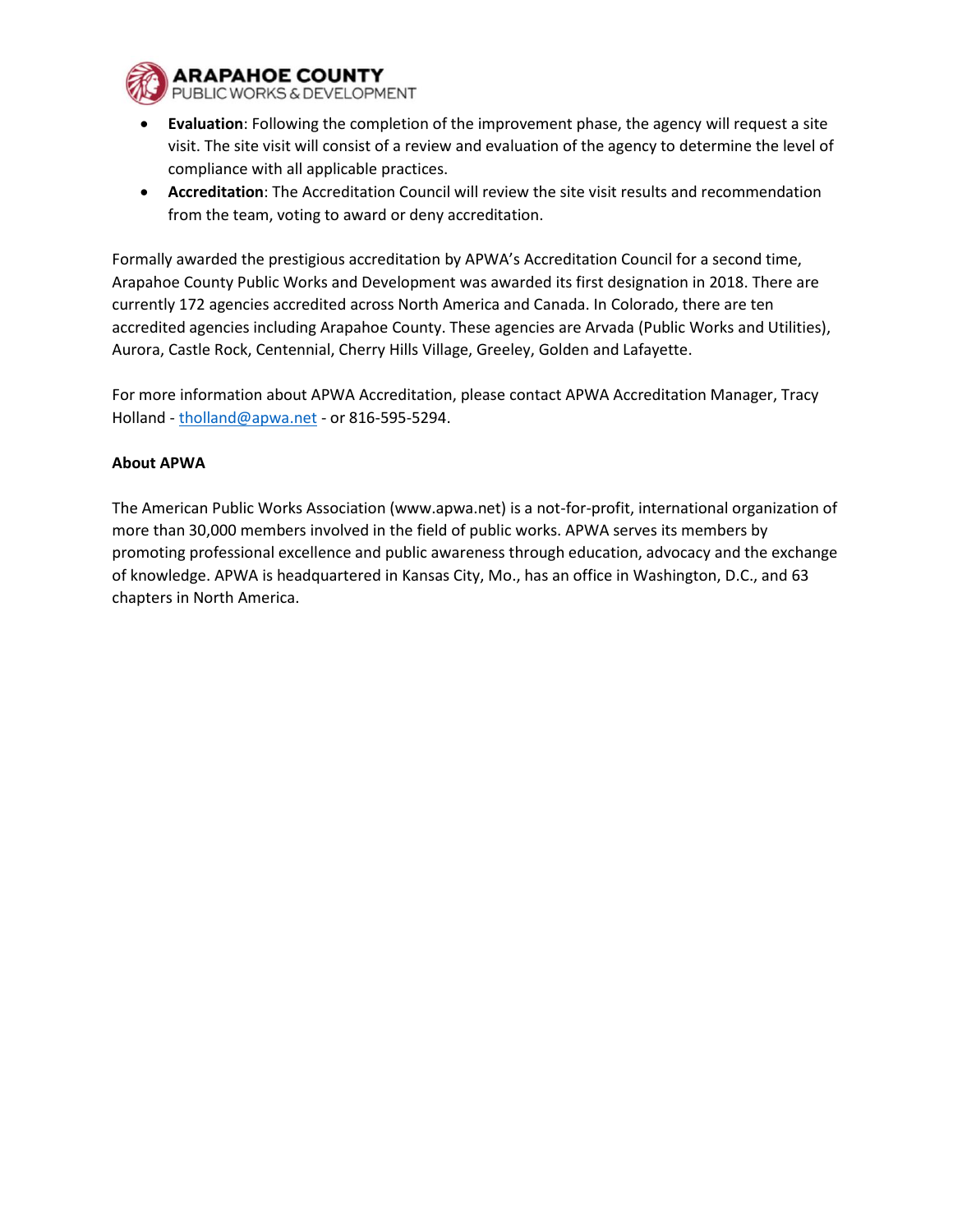- **Evaluation**: Following the completion of the improvement phase, the agency will request a site visit. The site visit will consist of a review and evaluation of the agency to determine the level of compliance with all applicable practices.
- **Accreditation**: The Accreditation Council will review the site visit results and recommendation from the team, voting to award or deny accreditation.

Formally awarded the prestigious accreditation by APWA's Accreditation Council for a second time, Arapahoe County Public Works and Development was awarded its first designation in 2018. There are currently 172 agencies accredited across North America and Canada. In Colorado, there are ten accredited agencies including Arapahoe County. These agencies are Arvada (Public Works and Utilities), Aurora, Castle Rock, Centennial, Cherry Hills Village, Greeley, Golden and Lafayette.

For more information about APWA Accreditation, please contact APWA Accreditation Manager, Tracy Holland - tholland@apwa.net - or 816-595-5294.

**About APWA**

The American Public Works Association (www.apwa.net) is a not-for-profit, international organization of more than 30,000 members involved in the field of public works. APWA serves its members by promoting professional excellence and public awareness through education, advocacy and the exchange of knowledge. APWA is headquartered in Kansas City, Mo., has an office in Washington, D.C., and 63 chapters in North America.